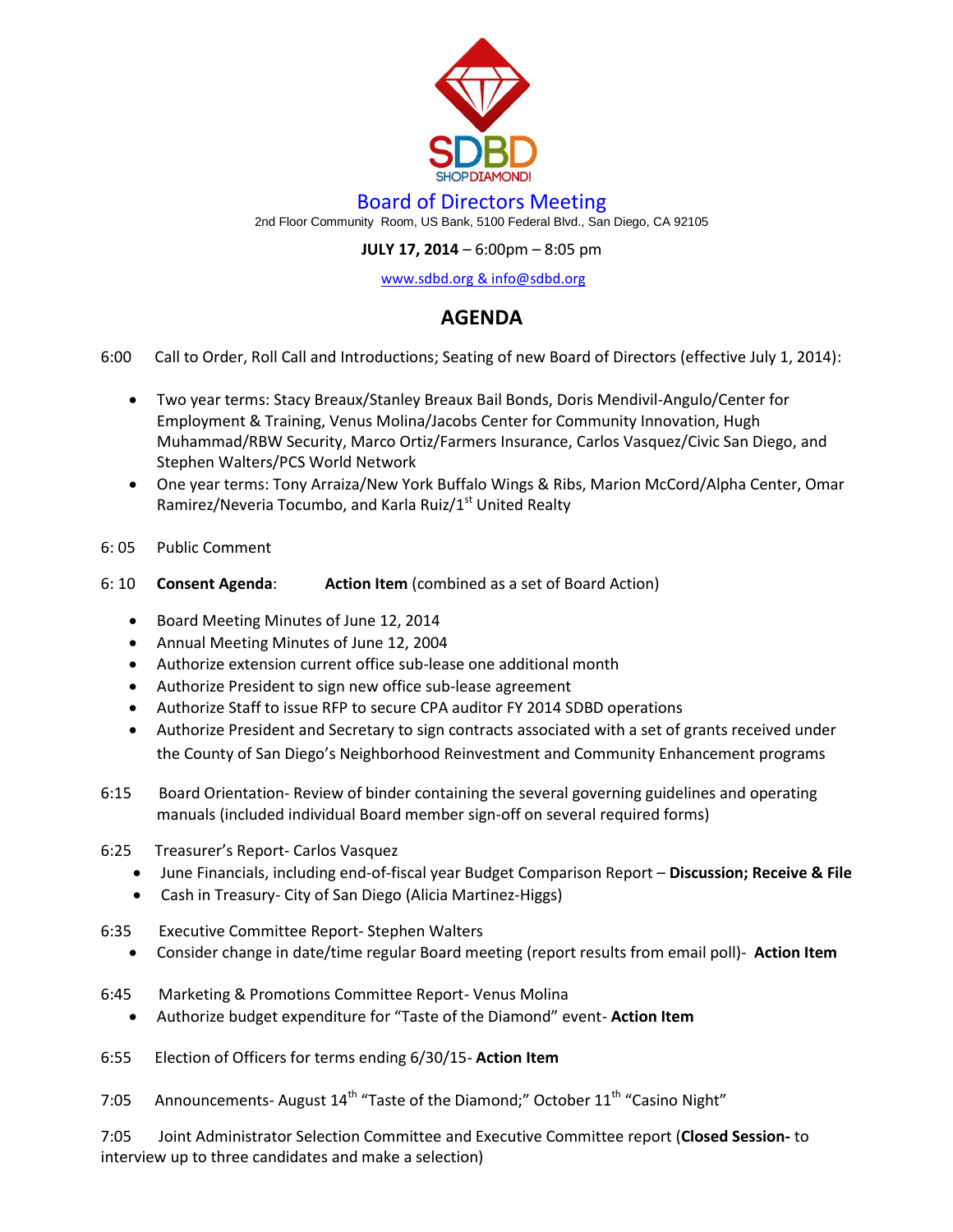SDBD

SHOP DIAMOND!

# Board of Directors Meeting

2nd Floor Community Room, US Bank, 5100 Federal Blvd., San Diego, CA 92105

**JULY 17, 2014** – 6:00pm – 8:05 pm

www.sdbd.org & info@sdbd.org

## AGENDA

6:00 Call to Order, Roll Call and Introductions; Seating of new Board of Directors (effective July 1, 2014):

- Two year terms: Stacy Breaux/Stanley Breaux Bail Bonds, Doris Mendivil-Angulo/Center for Employment & Training, Venus Molina/Jacobs Center for Community Innovation, Hugh Muhammad/RBW Security, Marco Ortiz/Farmers Insurance, Carlos Vasquez/Civic San Diego, and Stephen Walters/PCS World Network
- One year terms: Tony Arraiza/New York Buffalo Wings & Ribs, Marion McCord/Alpha Center, Omar Ramirez/Neveria Tocumbo, and Karla Ruiz/1st United Realty

6: 05 Public Comment

6: 10 **Consent Agenda**: **Action Item** (combined as a set of Board Action)

- Board Meeting Minutes of June 12, 2014
- Annual Meeting Minutes of June 12, 2004
- Authorize extension current office sub-lease one additional month
- Authorize President to sign new office sub-lease agreement
- Authorize Staff to issue RFP to secure CPA auditor FY 2014 SDBD operations
- Authorize President and Secretary to sign contracts associated with a set of grants received under the County of San Diego's Neighborhood Reinvestment and Community Enhancement programs

6:15 Board Orientation- Review of binder containing the several governing guidelines and operating manuals (included individual Board member sign-off on several required forms)

6:25 Treasurer's Report- Carlos Vasquez

- June Financials, including end-of-fiscal year Budget Comparison Report – **Discussion; Receive & File**
- Cash in Treasury- City of San Diego (Alicia Martinez-Higgs)

6:35 Executive Committee Report- Stephen Walters

- Consider change in date/time regular Board meeting (report results from email poll)- **Action Item**

6:45 Marketing & Promotions Committee Report- Venus Molina

- Authorize budget expenditure for "Taste of the Diamond" event- **Action Item**

6:55 Election of Officers for terms ending 6/30/15- **Action Item**

7:05 Announcements- August 14th "Taste of the Diamond;" October 11th "Casino Night"

7:05 Joint Administrator Selection Committee and Executive Committee report (**Closed Session-** to interview up to three candidates and make a selection)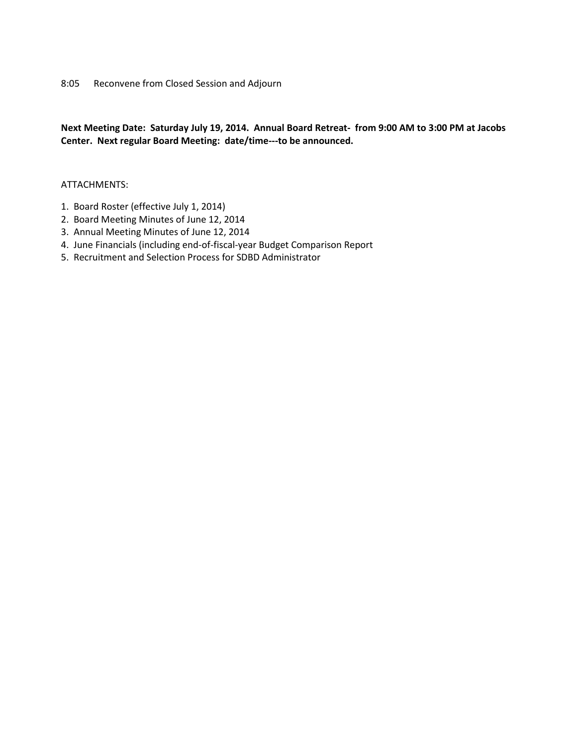8:05 Reconvene from Closed Session and Adjourn

**Next Meeting Date: Saturday July 19, 2014. Annual Board Retreat- from 9:00 AM to 3:00 PM at Jacobs Center. Next regular Board Meeting: date/time---to be announced.**

ATTACHMENTS:

1. Board Roster (effective July 1, 2014)
2. Board Meeting Minutes of June 12, 2014
3. Annual Meeting Minutes of June 12, 2014
4. June Financials (including end-of-fiscal-year Budget Comparison Report
5. Recruitment and Selection Process for SDBD Administrator